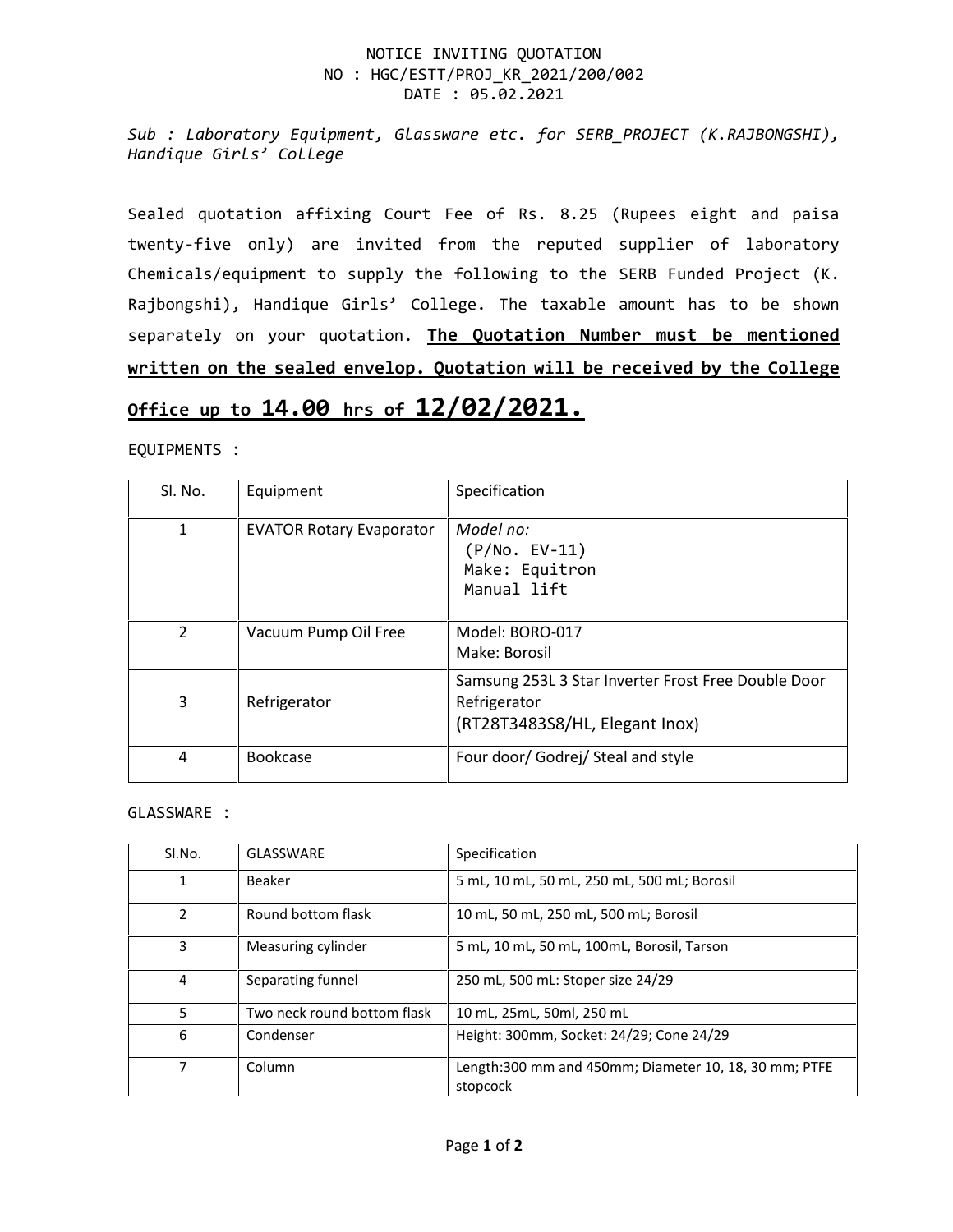NOTICE INVITING QUOTATION
NO : HGC/ESTT/PROJ_KR_2021/200/002
DATE : 05.02.2021

*Sub : Laboratory Equipment, Glassware etc. for SERB_PROJECT (K.RAJBONGSHI), Handique Girls' College*

Sealed quotation affixing Court Fee of Rs. 8.25 (Rupees eight and paisa twenty-five only) are invited from the reputed supplier of laboratory Chemicals/equipment to supply the following to the SERB Funded Project (K. Rajbongshi), Handique Girls' College. The taxable amount has to be shown separately on your quotation. **The Quotation Number must be mentioned written on the sealed envelop. Quotation will be received by the College Office up to 14.00 hrs of 12/02/2021.**

EQUIPMENTS :

| Sl. No. | Equipment | Specification |
|---|---|---|
| 1 | EVATOR Rotary Evaporator | *Model no:* (P/No. EV-11) Make: Equitron Manual lift |
| 2 | Vacuum Pump Oil Free | Model: BORO-017 Make: Borosil |
| 3 | Refrigerator | Samsung 253L 3 Star Inverter Frost Free Double Door Refrigerator (RT28T3483S8/HL, Elegant Inox) |
| 4 | Bookcase | Four door/ Godrej/ Steal and style |

GLASSWARE :

| Sl.No. | GLASSWARE | Specification |
|---|---|---|
| 1 | Beaker | 5 mL, 10 mL, 50 mL, 250 mL, 500 mL; Borosil |
| 2 | Round bottom flask | 10 mL, 50 mL, 250 mL, 500 mL; Borosil |
| 3 | Measuring cylinder | 5 mL, 10 mL, 50 mL, 100mL, Borosil, Tarson |
| 4 | Separating funnel | 250 mL, 500 mL: Stoper size 24/29 |
| 5 | Two neck round bottom flask | 10 mL, 25mL, 50ml, 250 mL |
| 6 | Condenser | Height: 300mm, Socket: 24/29; Cone 24/29 |
| 7 | Column | Length:300 mm and 450mm; Diameter 10, 18, 30 mm; PTFE stopcock |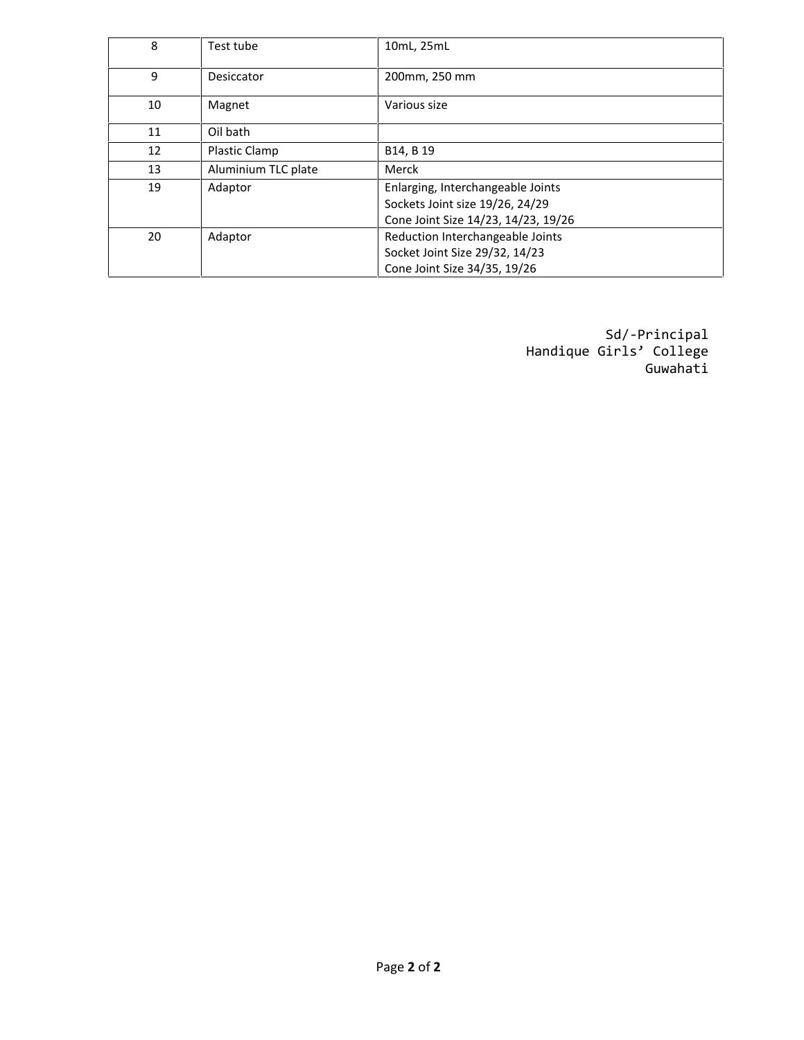| | | |
|---|---|---|
| 8 | Test tube | 10mL, 25mL |
| 9 | Desiccator | 200mm, 250 mm |
| 10 | Magnet | Various size |
| 11 | Oil bath | |
| 12 | Plastic Clamp | B14, B 19 |
| 13 | Aluminium TLC plate | Merck |
| 19 | Adaptor | Enlarging, Interchangeable Joints<br>Sockets Joint size 19/26, 24/29<br>Cone Joint Size 14/23, 14/23, 19/26 |
| 20 | Adaptor | Reduction Interchangeable Joints<br>Socket Joint Size 29/32, 14/23<br>Cone Joint Size 34/35, 19/26 |

Sd/-Principal
Handique Girls' College
Guwahati